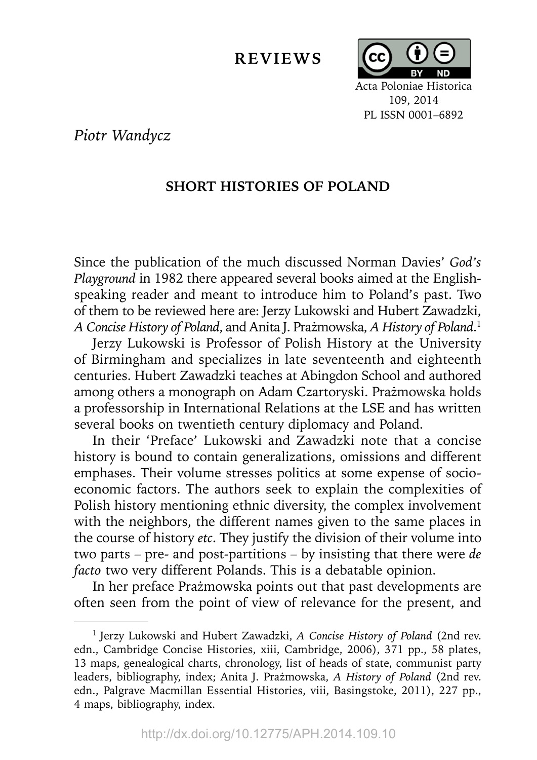REVIEWS

Acta Poloniae Historica
109, 2014
PL ISSN 0001–6892

*Piotr Wandycz*

## SHORT HISTORIES OF POLAND

Since the publication of the much discussed Norman Davies' *God's Playground* in 1982 there appeared several books aimed at the English-speaking reader and meant to introduce him to Poland's past. Two of them to be reviewed here are: Jerzy Lukowski and Hubert Zawadzki, *A Concise History of Poland*, and Anita J. Prażmowska, *A History of Poland*.[1]

Jerzy Lukowski is Professor of Polish History at the University of Birmingham and specializes in late seventeenth and eighteenth centuries. Hubert Zawadzki teaches at Abingdon School and authored among others a monograph on Adam Czartoryski. Prażmowska holds a professorship in International Relations at the LSE and has written several books on twentieth century diplomacy and Poland.

In their 'Preface' Lukowski and Zawadzki note that a concise history is bound to contain generalizations, omissions and different emphases. Their volume stresses politics at some expense of socio-economic factors. The authors seek to explain the complexities of Polish history mentioning ethnic diversity, the complex involvement with the neighbors, the different names given to the same places in the course of history *etc*. They justify the division of their volume into two parts – pre- and post-partitions – by insisting that there were *de facto* two very different Polands. This is a debatable opinion.

In her preface Prażmowska points out that past developments are often seen from the point of view of relevance for the present, and

[1] Jerzy Lukowski and Hubert Zawadzki, *A Concise History of Poland* (2nd rev. edn., Cambridge Concise Histories, xiii, Cambridge, 2006), 371 pp., 58 plates, 13 maps, genealogical charts, chronology, list of heads of state, communist party leaders, bibliography, index; Anita J. Prażmowska, *A History of Poland* (2nd rev. edn., Palgrave Macmillan Essential Histories, viii, Basingstoke, 2011), 227 pp., 4 maps, bibliography, index.

http://dx.doi.org/10.12775/APH.2014.109.10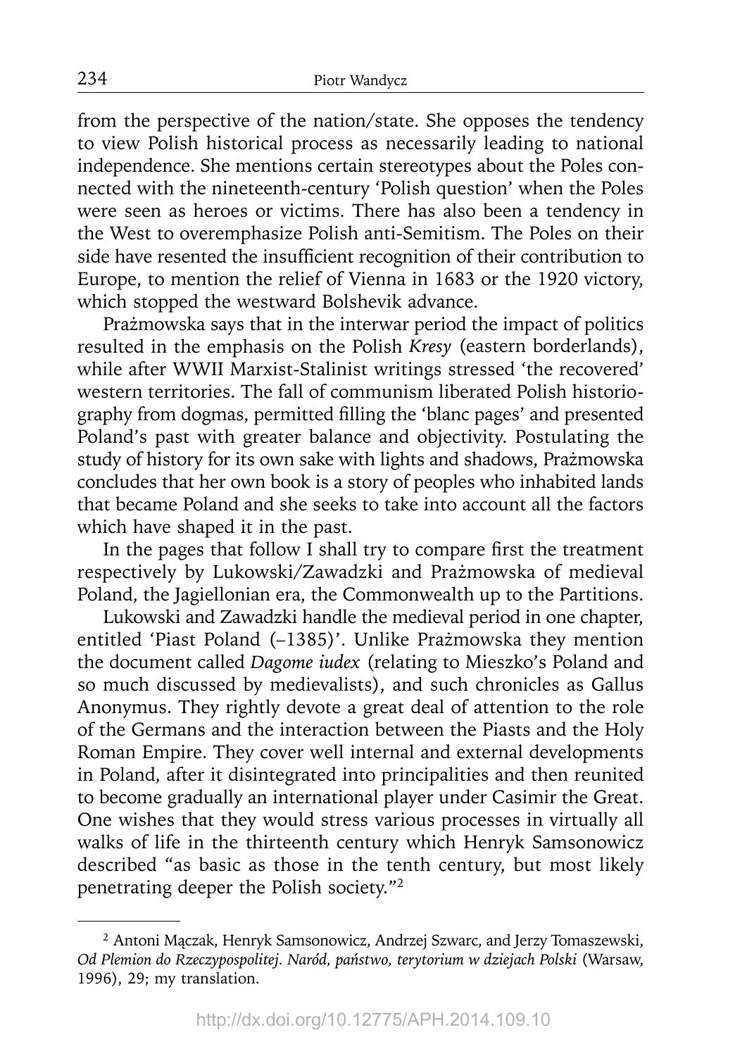from the perspective of the nation/state. She opposes the tendency to view Polish historical process as necessarily leading to national independence. She mentions certain stereotypes about the Poles connected with the nineteenth-century 'Polish question' when the Poles were seen as heroes or victims. There has also been a tendency in the West to overemphasize Polish anti-Semitism. The Poles on their side have resented the insufficient recognition of their contribution to Europe, to mention the relief of Vienna in 1683 or the 1920 victory, which stopped the westward Bolshevik advance.

Prażmowska says that in the interwar period the impact of politics resulted in the emphasis on the Polish *Kresy* (eastern borderlands), while after WWII Marxist-Stalinist writings stressed 'the recovered' western territories. The fall of communism liberated Polish historiography from dogmas, permitted filling the 'blanc pages' and presented Poland's past with greater balance and objectivity. Postulating the study of history for its own sake with lights and shadows, Prażmowska concludes that her own book is a story of peoples who inhabited lands that became Poland and she seeks to take into account all the factors which have shaped it in the past.

In the pages that follow I shall try to compare first the treatment respectively by Lukowski/Zawadzki and Prażmowska of medieval Poland, the Jagiellonian era, the Commonwealth up to the Partitions.

Lukowski and Zawadzki handle the medieval period in one chapter, entitled 'Piast Poland (–1385)'. Unlike Prażmowska they mention the document called *Dagome iudex* (relating to Mieszko's Poland and so much discussed by medievalists), and such chronicles as Gallus Anonymus. They rightly devote a great deal of attention to the role of the Germans and the interaction between the Piasts and the Holy Roman Empire. They cover well internal and external developments in Poland, after it disintegrated into principalities and then reunited to become gradually an international player under Casimir the Great. One wishes that they would stress various processes in virtually all walks of life in the thirteenth century which Henryk Samsonowicz described "as basic as those in the tenth century, but most likely penetrating deeper the Polish society."[2]

---

[2] Antoni Mączak, Henryk Samsonowicz, Andrzej Szwarc, and Jerzy Tomaszewski, *Od Plemion do Rzeczypospolitej. Naród, państwo, terytorium w dziejach Polski* (Warsaw, 1996), 29; my translation.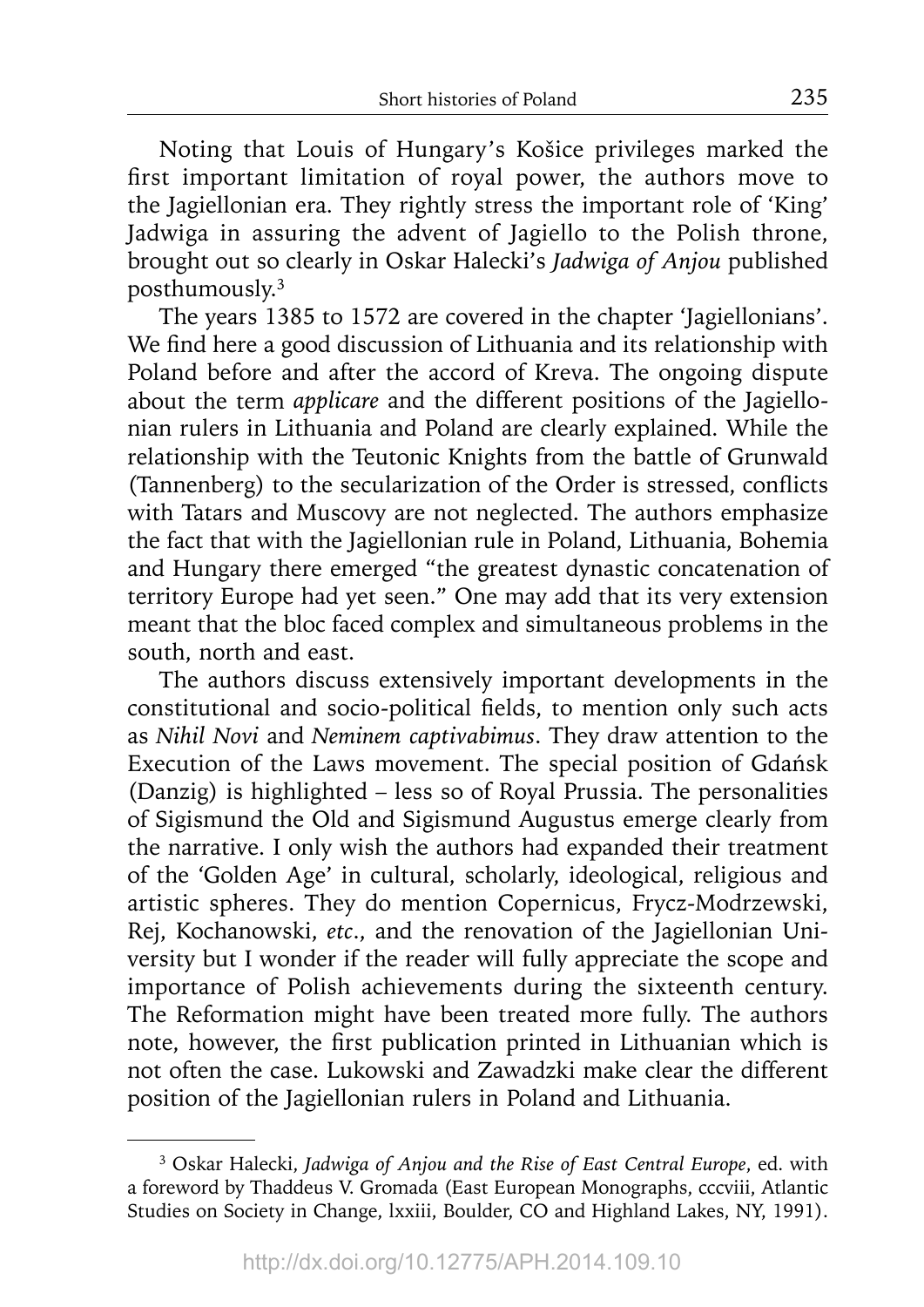Noting that Louis of Hungary's Košice privileges marked the first important limitation of royal power, the authors move to the Jagiellonian era. They rightly stress the important role of 'King' Jadwiga in assuring the advent of Jagiello to the Polish throne, brought out so clearly in Oskar Halecki's *Jadwiga of Anjou* published posthumously.[3]

The years 1385 to 1572 are covered in the chapter 'Jagiellonians'. We find here a good discussion of Lithuania and its relationship with Poland before and after the accord of Kreva. The ongoing dispute about the term *applicare* and the different positions of the Jagiellonian rulers in Lithuania and Poland are clearly explained. While the relationship with the Teutonic Knights from the battle of Grunwald (Tannenberg) to the secularization of the Order is stressed, conflicts with Tatars and Muscovy are not neglected. The authors emphasize the fact that with the Jagiellonian rule in Poland, Lithuania, Bohemia and Hungary there emerged "the greatest dynastic concatenation of territory Europe had yet seen." One may add that its very extension meant that the bloc faced complex and simultaneous problems in the south, north and east.

The authors discuss extensively important developments in the constitutional and socio-political fields, to mention only such acts as *Nihil Novi* and *Neminem captivabimus*. They draw attention to the Execution of the Laws movement. The special position of Gdańsk (Danzig) is highlighted – less so of Royal Prussia. The personalities of Sigismund the Old and Sigismund Augustus emerge clearly from the narrative. I only wish the authors had expanded their treatment of the 'Golden Age' in cultural, scholarly, ideological, religious and artistic spheres. They do mention Copernicus, Frycz-Modrzewski, Rej, Kochanowski, *etc*., and the renovation of the Jagiellonian University but I wonder if the reader will fully appreciate the scope and importance of Polish achievements during the sixteenth century. The Reformation might have been treated more fully. The authors note, however, the first publication printed in Lithuanian which is not often the case. Lukowski and Zawadzki make clear the different position of the Jagiellonian rulers in Poland and Lithuania.

---

[3] Oskar Halecki, *Jadwiga of Anjou and the Rise of East Central Europe*, ed. with a foreword by Thaddeus V. Gromada (East European Monographs, cccviii, Atlantic Studies on Society in Change, lxxiii, Boulder, CO and Highland Lakes, NY, 1991).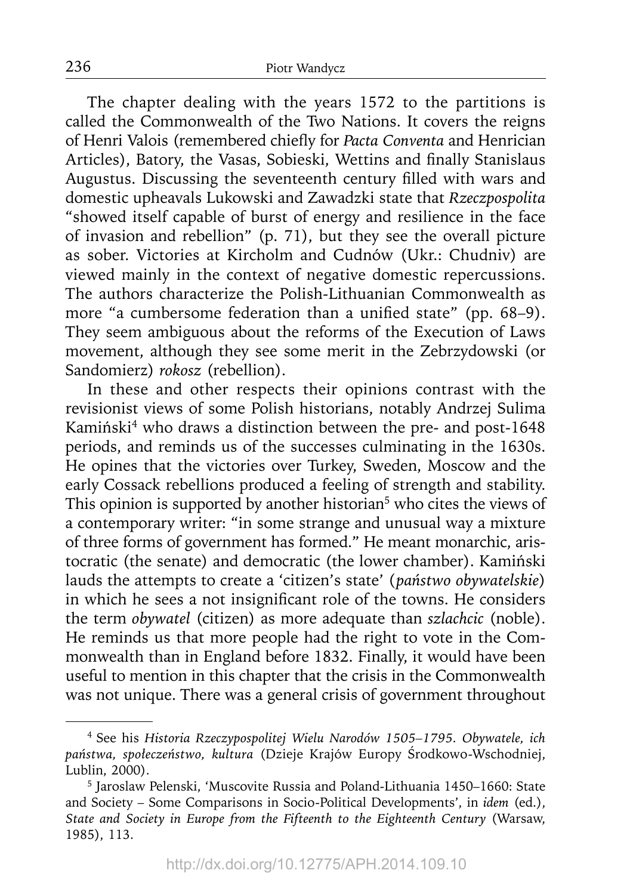The chapter dealing with the years 1572 to the partitions is called the Commonwealth of the Two Nations. It covers the reigns of Henri Valois (remembered chiefly for *Pacta Conventa* and Henrician Articles), Batory, the Vasas, Sobieski, Wettins and finally Stanislaus Augustus. Discussing the seventeenth century filled with wars and domestic upheavals Lukowski and Zawadzki state that *Rzeczpospolita* "showed itself capable of burst of energy and resilience in the face of invasion and rebellion" (p. 71), but they see the overall picture as sober. Victories at Kircholm and Cudnów (Ukr.: Chudniv) are viewed mainly in the context of negative domestic repercussions. The authors characterize the Polish-Lithuanian Commonwealth as more "a cumbersome federation than a unified state" (pp. 68–9). They seem ambiguous about the reforms of the Execution of Laws movement, although they see some merit in the Zebrzydowski (or Sandomierz) *rokosz* (rebellion).

In these and other respects their opinions contrast with the revisionist views of some Polish historians, notably Andrzej Sulima Kamiński[4] who draws a distinction between the pre- and post-1648 periods, and reminds us of the successes culminating in the 1630s. He opines that the victories over Turkey, Sweden, Moscow and the early Cossack rebellions produced a feeling of strength and stability. This opinion is supported by another historian[5] who cites the views of a contemporary writer: "in some strange and unusual way a mixture of three forms of government has formed." He meant monarchic, aristocratic (the senate) and democratic (the lower chamber). Kamiński lauds the attempts to create a 'citizen's state' (*państwo obywatelskie*) in which he sees a not insignificant role of the towns. He considers the term *obywatel* (citizen) as more adequate than *szlachcic* (noble). He reminds us that more people had the right to vote in the Commonwealth than in England before 1832. Finally, it would have been useful to mention in this chapter that the crisis in the Commonwealth was not unique. There was a general crisis of government throughout

---

[4] See his *Historia Rzeczypospolitej Wielu Narodów 1505–1795. Obywatele, ich państwa, społeczeństwo, kultura* (Dzieje Krajów Europy Środkowo-Wschodniej, Lublin, 2000).

[5] Jaroslaw Pelenski, 'Muscovite Russia and Poland-Lithuania 1450–1660: State and Society – Some Comparisons in Socio-Political Developments', in *idem* (ed.), *State and Society in Europe from the Fifteenth to the Eighteenth Century* (Warsaw, 1985), 113.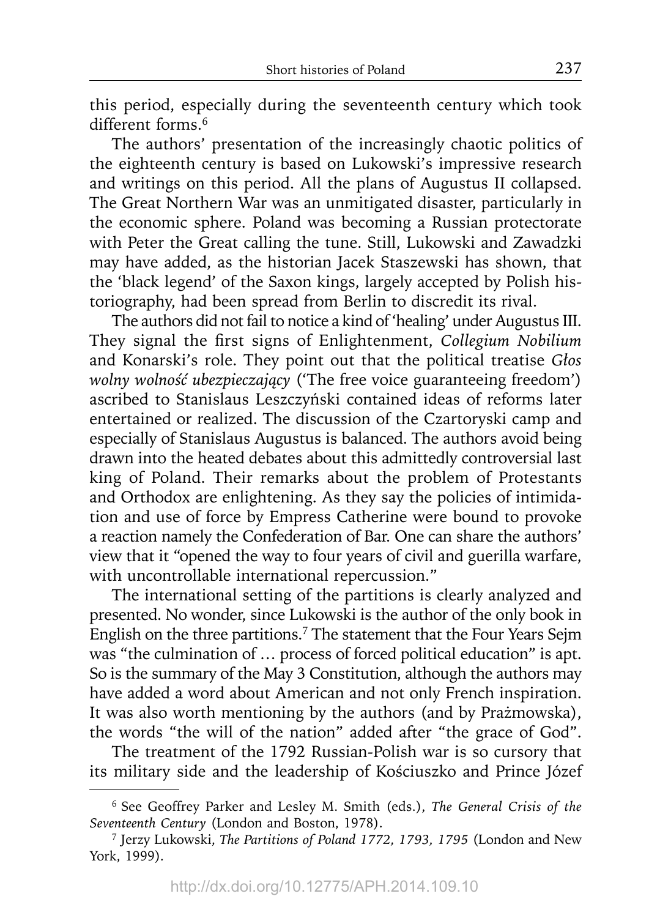this period, especially during the seventeenth century which took different forms.[6]

The authors' presentation of the increasingly chaotic politics of the eighteenth century is based on Lukowski's impressive research and writings on this period. All the plans of Augustus II collapsed. The Great Northern War was an unmitigated disaster, particularly in the economic sphere. Poland was becoming a Russian protectorate with Peter the Great calling the tune. Still, Lukowski and Zawadzki may have added, as the historian Jacek Staszewski has shown, that the 'black legend' of the Saxon kings, largely accepted by Polish historiography, had been spread from Berlin to discredit its rival.

The authors did not fail to notice a kind of 'healing' under Augustus III. They signal the first signs of Enlightenment, *Collegium Nobilium* and Konarski's role. They point out that the political treatise *Głos wolny wolność ubezpieczający* ('The free voice guaranteeing freedom') ascribed to Stanislaus Leszczyński contained ideas of reforms later entertained or realized. The discussion of the Czartoryski camp and especially of Stanislaus Augustus is balanced. The authors avoid being drawn into the heated debates about this admittedly controversial last king of Poland. Their remarks about the problem of Protestants and Orthodox are enlightening. As they say the policies of intimidation and use of force by Empress Catherine were bound to provoke a reaction namely the Confederation of Bar. One can share the authors' view that it "opened the way to four years of civil and guerilla warfare, with uncontrollable international repercussion."

The international setting of the partitions is clearly analyzed and presented. No wonder, since Lukowski is the author of the only book in English on the three partitions.[7] The statement that the Four Years Sejm was "the culmination of … process of forced political education" is apt. So is the summary of the May 3 Constitution, although the authors may have added a word about American and not only French inspiration. It was also worth mentioning by the authors (and by Prażmowska), the words "the will of the nation" added after "the grace of God".

The treatment of the 1792 Russian-Polish war is so cursory that its military side and the leadership of Kościuszko and Prince Józef

---

[6] See Geoffrey Parker and Lesley M. Smith (eds.), *The General Crisis of the Seventeenth Century* (London and Boston, 1978).

[7] Jerzy Lukowski, *The Partitions of Poland 1772, 1793, 1795* (London and New York, 1999).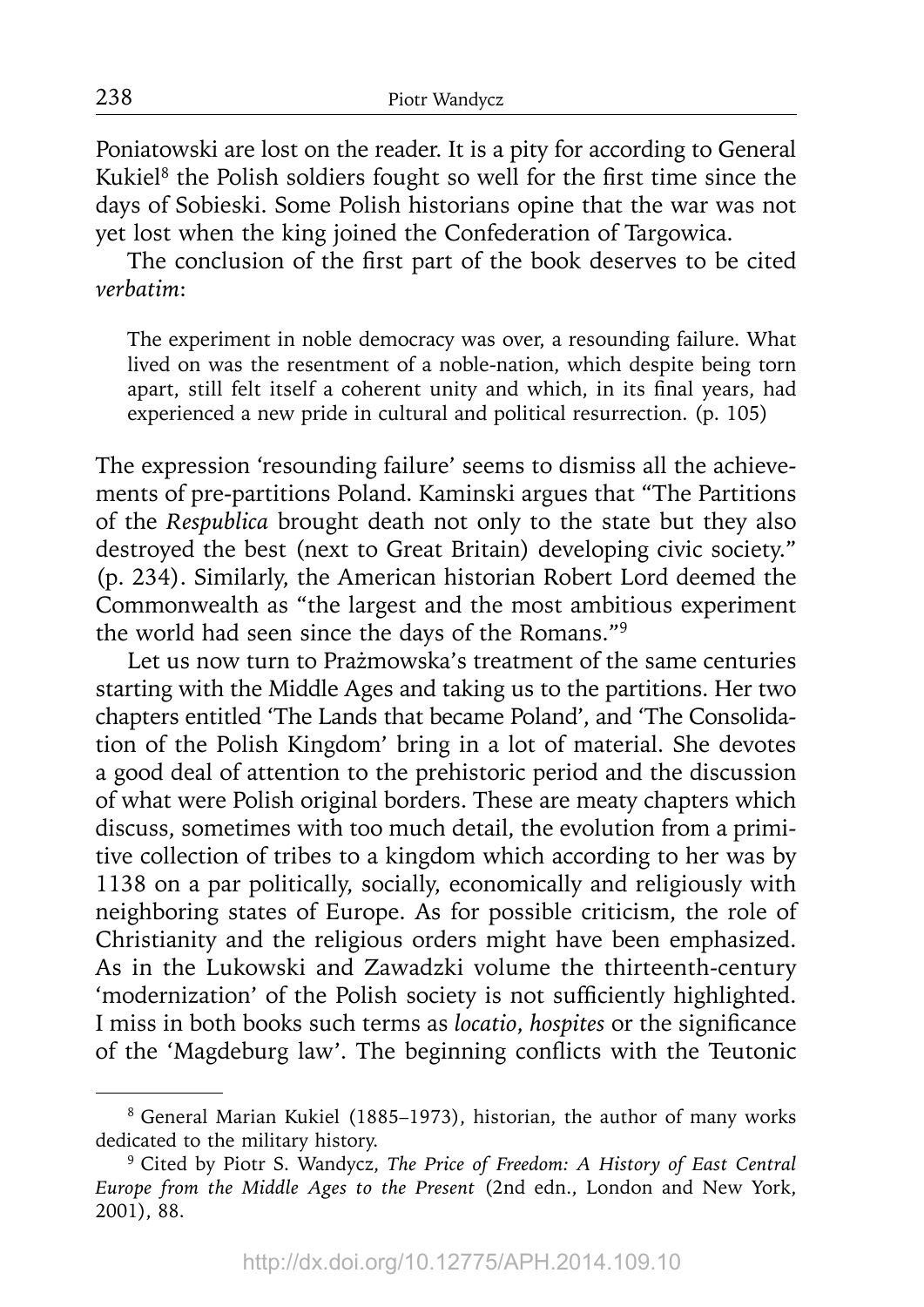Poniatowski are lost on the reader. It is a pity for according to General Kukiel[8] the Polish soldiers fought so well for the first time since the days of Sobieski. Some Polish historians opine that the war was not yet lost when the king joined the Confederation of Targowica.

The conclusion of the first part of the book deserves to be cited *verbatim*:

> The experiment in noble democracy was over, a resounding failure. What lived on was the resentment of a noble-nation, which despite being torn apart, still felt itself a coherent unity and which, in its final years, had experienced a new pride in cultural and political resurrection. (p. 105)

The expression 'resounding failure' seems to dismiss all the achievements of pre-partitions Poland. Kaminski argues that "The Partitions of the *Respublica* brought death not only to the state but they also destroyed the best (next to Great Britain) developing civic society." (p. 234). Similarly, the American historian Robert Lord deemed the Commonwealth as "the largest and the most ambitious experiment the world had seen since the days of the Romans."[9]

Let us now turn to Prażmowska's treatment of the same centuries starting with the Middle Ages and taking us to the partitions. Her two chapters entitled 'The Lands that became Poland', and 'The Consolidation of the Polish Kingdom' bring in a lot of material. She devotes a good deal of attention to the prehistoric period and the discussion of what were Polish original borders. These are meaty chapters which discuss, sometimes with too much detail, the evolution from a primitive collection of tribes to a kingdom which according to her was by 1138 on a par politically, socially, economically and religiously with neighboring states of Europe. As for possible criticism, the role of Christianity and the religious orders might have been emphasized. As in the Lukowski and Zawadzki volume the thirteenth-century 'modernization' of the Polish society is not sufficiently highlighted. I miss in both books such terms as *locatio, hospites* or the significance of the 'Magdeburg law'. The beginning conflicts with the Teutonic

---

[8] General Marian Kukiel (1885–1973), historian, the author of many works dedicated to the military history.

[9] Cited by Piotr S. Wandycz, *The Price of Freedom: A History of East Central Europe from the Middle Ages to the Present* (2nd edn., London and New York, 2001), 88.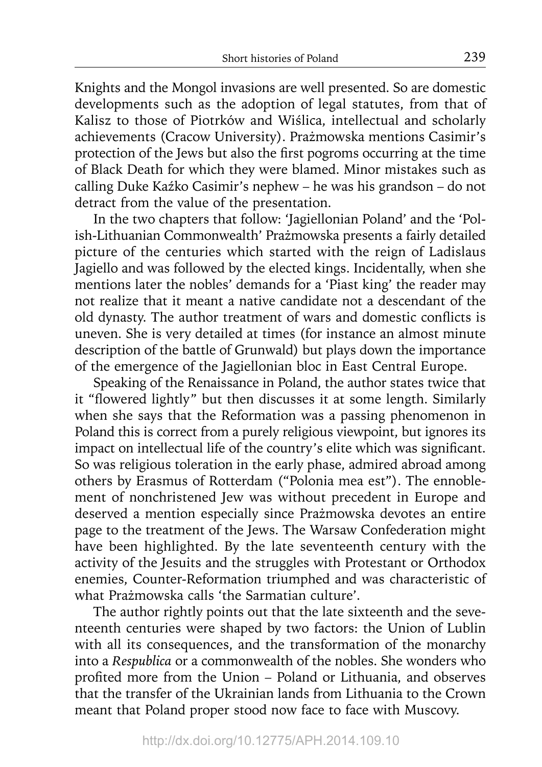Knights and the Mongol invasions are well presented. So are domestic developments such as the adoption of legal statutes, from that of Kalisz to those of Piotrków and Wiślica, intellectual and scholarly achievements (Cracow University). Prażmowska mentions Casimir's protection of the Jews but also the first pogroms occurring at the time of Black Death for which they were blamed. Minor mistakes such as calling Duke Kaźko Casimir's nephew – he was his grandson – do not detract from the value of the presentation.

In the two chapters that follow: 'Jagiellonian Poland' and the 'Polish-Lithuanian Commonwealth' Prażmowska presents a fairly detailed picture of the centuries which started with the reign of Ladislaus Jagiello and was followed by the elected kings. Incidentally, when she mentions later the nobles' demands for a 'Piast king' the reader may not realize that it meant a native candidate not a descendant of the old dynasty. The author treatment of wars and domestic conflicts is uneven. She is very detailed at times (for instance an almost minute description of the battle of Grunwald) but plays down the importance of the emergence of the Jagiellonian bloc in East Central Europe.

Speaking of the Renaissance in Poland, the author states twice that it "flowered lightly" but then discusses it at some length. Similarly when she says that the Reformation was a passing phenomenon in Poland this is correct from a purely religious viewpoint, but ignores its impact on intellectual life of the country's elite which was significant. So was religious toleration in the early phase, admired abroad among others by Erasmus of Rotterdam ("Polonia mea est"). The ennoblement of nonchristened Jew was without precedent in Europe and deserved a mention especially since Prażmowska devotes an entire page to the treatment of the Jews. The Warsaw Confederation might have been highlighted. By the late seventeenth century with the activity of the Jesuits and the struggles with Protestant or Orthodox enemies, Counter-Reformation triumphed and was characteristic of what Prażmowska calls 'the Sarmatian culture'.

The author rightly points out that the late sixteenth and the seventeenth centuries were shaped by two factors: the Union of Lublin with all its consequences, and the transformation of the monarchy into a *Respublica* or a commonwealth of the nobles. She wonders who profited more from the Union – Poland or Lithuania, and observes that the transfer of the Ukrainian lands from Lithuania to the Crown meant that Poland proper stood now face to face with Muscovy.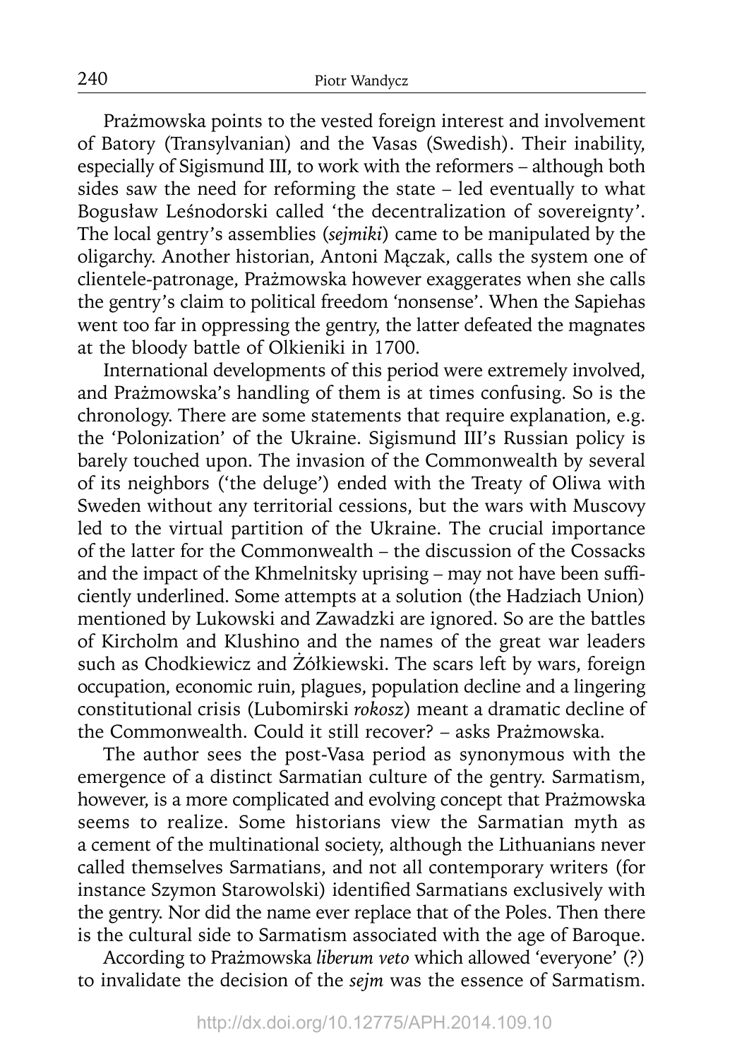Prażmowska points to the vested foreign interest and involvement of Batory (Transylvanian) and the Vasas (Swedish). Their inability, especially of Sigismund III, to work with the reformers – although both sides saw the need for reforming the state – led eventually to what Bogusław Leśnodorski called 'the decentralization of sovereignty'. The local gentry's assemblies (*sejmiki*) came to be manipulated by the oligarchy. Another historian, Antoni Mączak, calls the system one of clientele-patronage, Prażmowska however exaggerates when she calls the gentry's claim to political freedom 'nonsense'. When the Sapiehas went too far in oppressing the gentry, the latter defeated the magnates at the bloody battle of Olkieniki in 1700.

International developments of this period were extremely involved, and Prażmowska's handling of them is at times confusing. So is the chronology. There are some statements that require explanation, e.g. the 'Polonization' of the Ukraine. Sigismund III's Russian policy is barely touched upon. The invasion of the Commonwealth by several of its neighbors ('the deluge') ended with the Treaty of Oliwa with Sweden without any territorial cessions, but the wars with Muscovy led to the virtual partition of the Ukraine. The crucial importance of the latter for the Commonwealth – the discussion of the Cossacks and the impact of the Khmelnitsky uprising – may not have been sufficiently underlined. Some attempts at a solution (the Hadziach Union) mentioned by Lukowski and Zawadzki are ignored. So are the battles of Kircholm and Klushino and the names of the great war leaders such as Chodkiewicz and Żółkiewski. The scars left by wars, foreign occupation, economic ruin, plagues, population decline and a lingering constitutional crisis (Lubomirski *rokosz*) meant a dramatic decline of the Commonwealth. Could it still recover? – asks Prażmowska.

The author sees the post-Vasa period as synonymous with the emergence of a distinct Sarmatian culture of the gentry. Sarmatism, however, is a more complicated and evolving concept that Prażmowska seems to realize. Some historians view the Sarmatian myth as a cement of the multinational society, although the Lithuanians never called themselves Sarmatians, and not all contemporary writers (for instance Szymon Starowolski) identified Sarmatians exclusively with the gentry. Nor did the name ever replace that of the Poles. Then there is the cultural side to Sarmatism associated with the age of Baroque.

According to Prażmowska *liberum veto* which allowed 'everyone' (?) to invalidate the decision of the *sejm* was the essence of Sarmatism.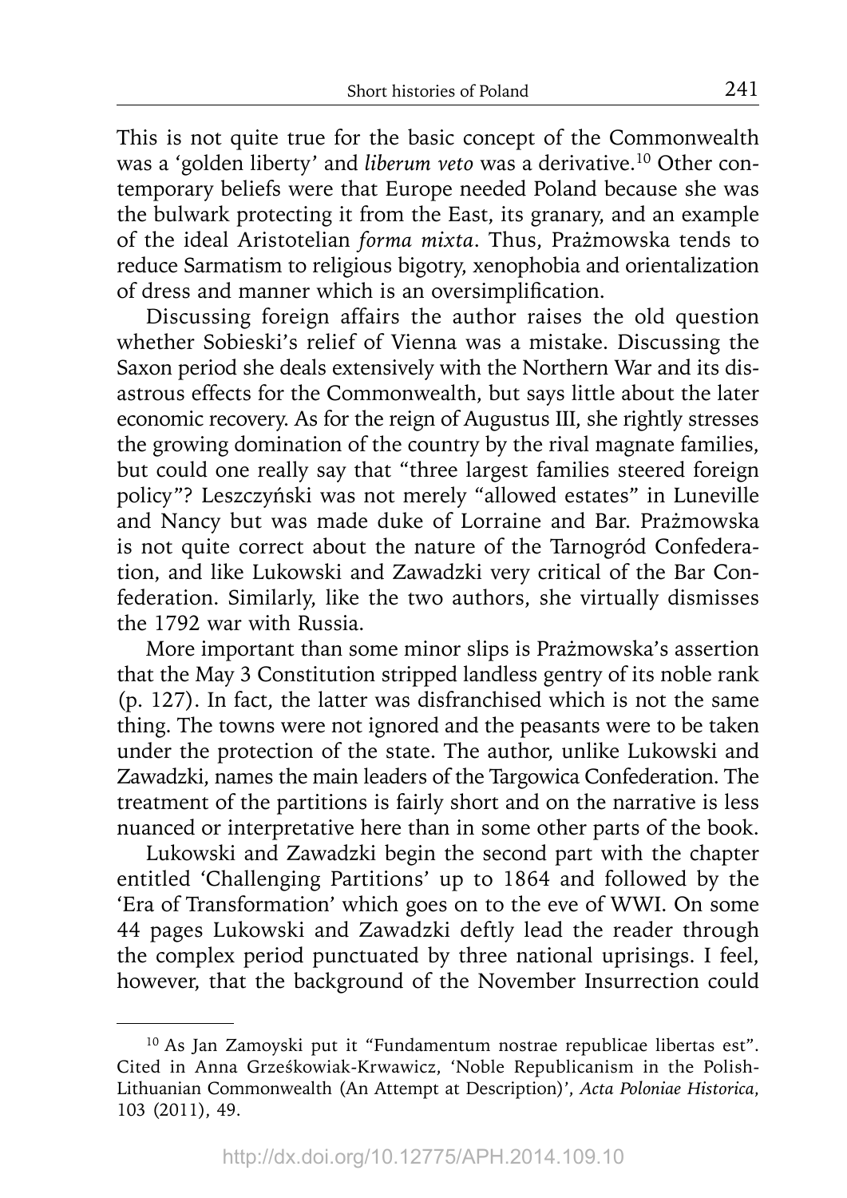This is not quite true for the basic concept of the Commonwealth was a 'golden liberty' and *liberum veto* was a derivative.[10] Other contemporary beliefs were that Europe needed Poland because she was the bulwark protecting it from the East, its granary, and an example of the ideal Aristotelian *forma mixta*. Thus, Prażmowska tends to reduce Sarmatism to religious bigotry, xenophobia and orientalization of dress and manner which is an oversimplification.

Discussing foreign affairs the author raises the old question whether Sobieski's relief of Vienna was a mistake. Discussing the Saxon period she deals extensively with the Northern War and its disastrous effects for the Commonwealth, but says little about the later economic recovery. As for the reign of Augustus III, she rightly stresses the growing domination of the country by the rival magnate families, but could one really say that "three largest families steered foreign policy"? Leszczyński was not merely "allowed estates" in Luneville and Nancy but was made duke of Lorraine and Bar. Prażmowska is not quite correct about the nature of the Tarnogród Confederation, and like Lukowski and Zawadzki very critical of the Bar Confederation. Similarly, like the two authors, she virtually dismisses the 1792 war with Russia.

More important than some minor slips is Prażmowska's assertion that the May 3 Constitution stripped landless gentry of its noble rank (p. 127). In fact, the latter was disfranchised which is not the same thing. The towns were not ignored and the peasants were to be taken under the protection of the state. The author, unlike Lukowski and Zawadzki, names the main leaders of the Targowica Confederation. The treatment of the partitions is fairly short and on the narrative is less nuanced or interpretative here than in some other parts of the book.

Lukowski and Zawadzki begin the second part with the chapter entitled 'Challenging Partitions' up to 1864 and followed by the 'Era of Transformation' which goes on to the eve of WWI. On some 44 pages Lukowski and Zawadzki deftly lead the reader through the complex period punctuated by three national uprisings. I feel, however, that the background of the November Insurrection could

[10] As Jan Zamoyski put it "Fundamentum nostrae republicae libertas est". Cited in Anna Grześkowiak-Krwawicz, 'Noble Republicanism in the Polish-Lithuanian Commonwealth (An Attempt at Description)', *Acta Poloniae Historica*, 103 (2011), 49.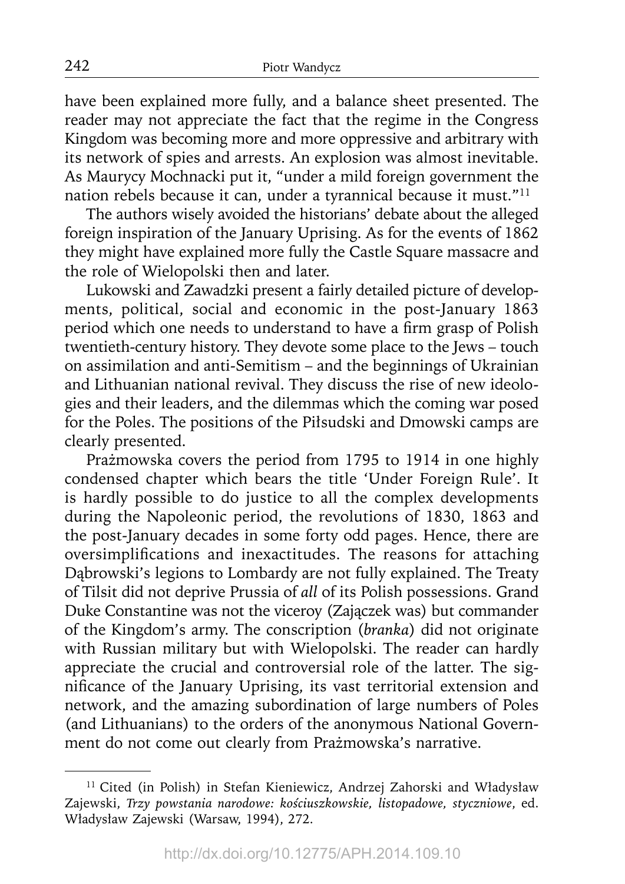have been explained more fully, and a balance sheet presented. The reader may not appreciate the fact that the regime in the Congress Kingdom was becoming more and more oppressive and arbitrary with its network of spies and arrests. An explosion was almost inevitable. As Maurycy Mochnacki put it, "under a mild foreign government the nation rebels because it can, under a tyrannical because it must."[11]

The authors wisely avoided the historians' debate about the alleged foreign inspiration of the January Uprising. As for the events of 1862 they might have explained more fully the Castle Square massacre and the role of Wielopolski then and later.

Lukowski and Zawadzki present a fairly detailed picture of developments, political, social and economic in the post-January 1863 period which one needs to understand to have a firm grasp of Polish twentieth-century history. They devote some place to the Jews – touch on assimilation and anti-Semitism – and the beginnings of Ukrainian and Lithuanian national revival. They discuss the rise of new ideologies and their leaders, and the dilemmas which the coming war posed for the Poles. The positions of the Piłsudski and Dmowski camps are clearly presented.

Prażmowska covers the period from 1795 to 1914 in one highly condensed chapter which bears the title 'Under Foreign Rule'. It is hardly possible to do justice to all the complex developments during the Napoleonic period, the revolutions of 1830, 1863 and the post-January decades in some forty odd pages. Hence, there are oversimplifications and inexactitudes. The reasons for attaching Dąbrowski's legions to Lombardy are not fully explained. The Treaty of Tilsit did not deprive Prussia of *all* of its Polish possessions. Grand Duke Constantine was not the viceroy (Zajączek was) but commander of the Kingdom's army. The conscription (*branka*) did not originate with Russian military but with Wielopolski. The reader can hardly appreciate the crucial and controversial role of the latter. The significance of the January Uprising, its vast territorial extension and network, and the amazing subordination of large numbers of Poles (and Lithuanians) to the orders of the anonymous National Government do not come out clearly from Prażmowska's narrative.

---

[11] Cited (in Polish) in Stefan Kieniewicz, Andrzej Zahorski and Władysław Zajewski, *Trzy powstania narodowe: kościuszkowskie, listopadowe, styczniowe*, ed. Władysław Zajewski (Warsaw, 1994), 272.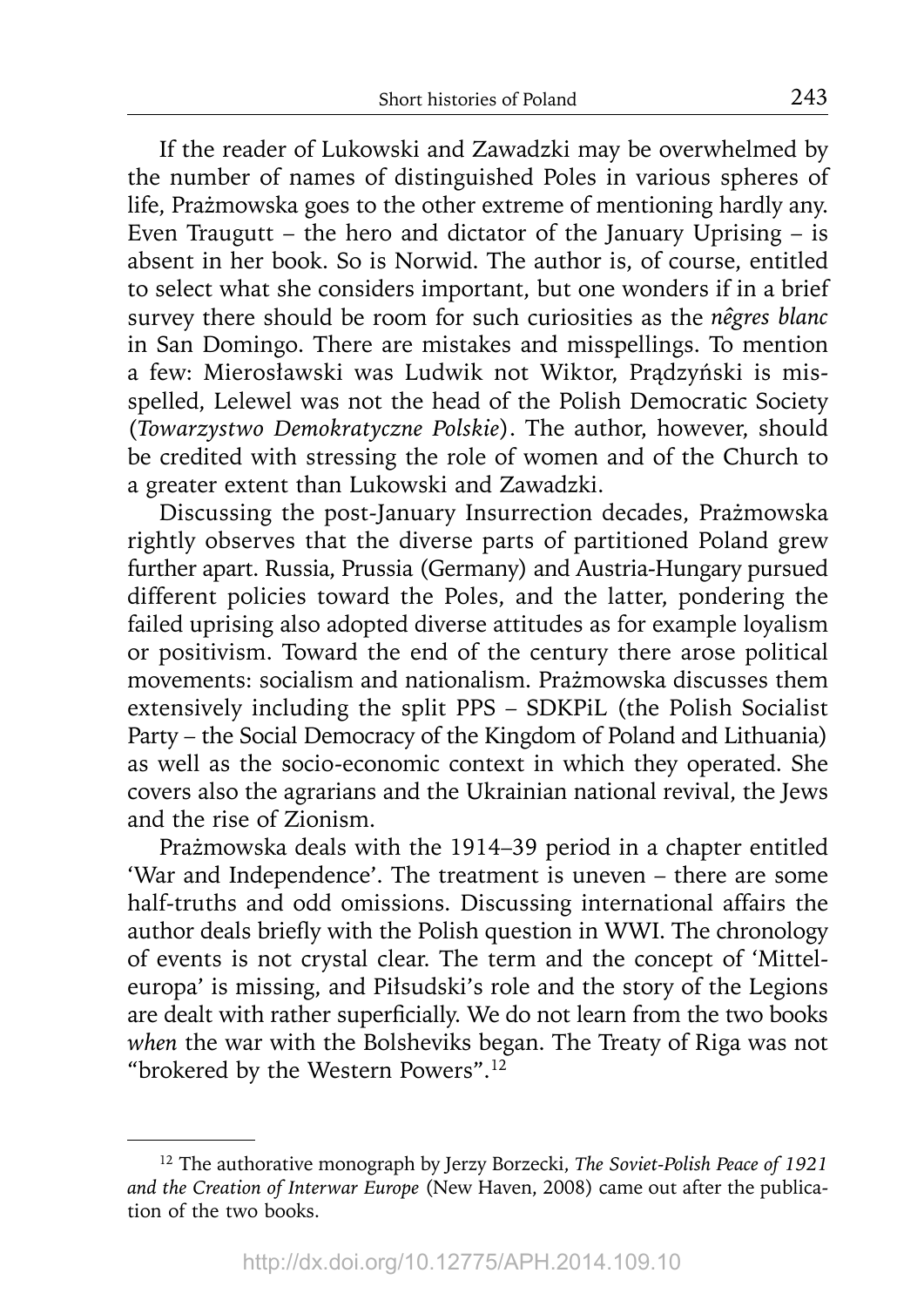If the reader of Lukowski and Zawadzki may be overwhelmed by the number of names of distinguished Poles in various spheres of life, Prażmowska goes to the other extreme of mentioning hardly any. Even Traugutt – the hero and dictator of the January Uprising – is absent in her book. So is Norwid. The author is, of course, entitled to select what she considers important, but one wonders if in a brief survey there should be room for such curiosities as the *nêgres blanc* in San Domingo. There are mistakes and misspellings. To mention a few: Mierosławski was Ludwik not Wiktor, Prądzyński is misspelled, Lelewel was not the head of the Polish Democratic Society (*Towarzystwo Demokratyczne Polskie*). The author, however, should be credited with stressing the role of women and of the Church to a greater extent than Lukowski and Zawadzki.

Discussing the post-January Insurrection decades, Prażmowska rightly observes that the diverse parts of partitioned Poland grew further apart. Russia, Prussia (Germany) and Austria-Hungary pursued different policies toward the Poles, and the latter, pondering the failed uprising also adopted diverse attitudes as for example loyalism or positivism. Toward the end of the century there arose political movements: socialism and nationalism. Prażmowska discusses them extensively including the split PPS – SDKPiL (the Polish Socialist Party – the Social Democracy of the Kingdom of Poland and Lithuania) as well as the socio-economic context in which they operated. She covers also the agrarians and the Ukrainian national revival, the Jews and the rise of Zionism.

Prażmowska deals with the 1914–39 period in a chapter entitled 'War and Independence'. The treatment is uneven – there are some half-truths and odd omissions. Discussing international affairs the author deals briefly with the Polish question in WWI. The chronology of events is not crystal clear. The term and the concept of 'Mitteleuropa' is missing, and Piłsudski's role and the story of the Legions are dealt with rather superficially. We do not learn from the two books *when* the war with the Bolsheviks began. The Treaty of Riga was not "brokered by the Western Powers".[12]

---

[12] The authorative monograph by Jerzy Borzecki, *The Soviet-Polish Peace of 1921 and the Creation of Interwar Europe* (New Haven, 2008) came out after the publication of the two books.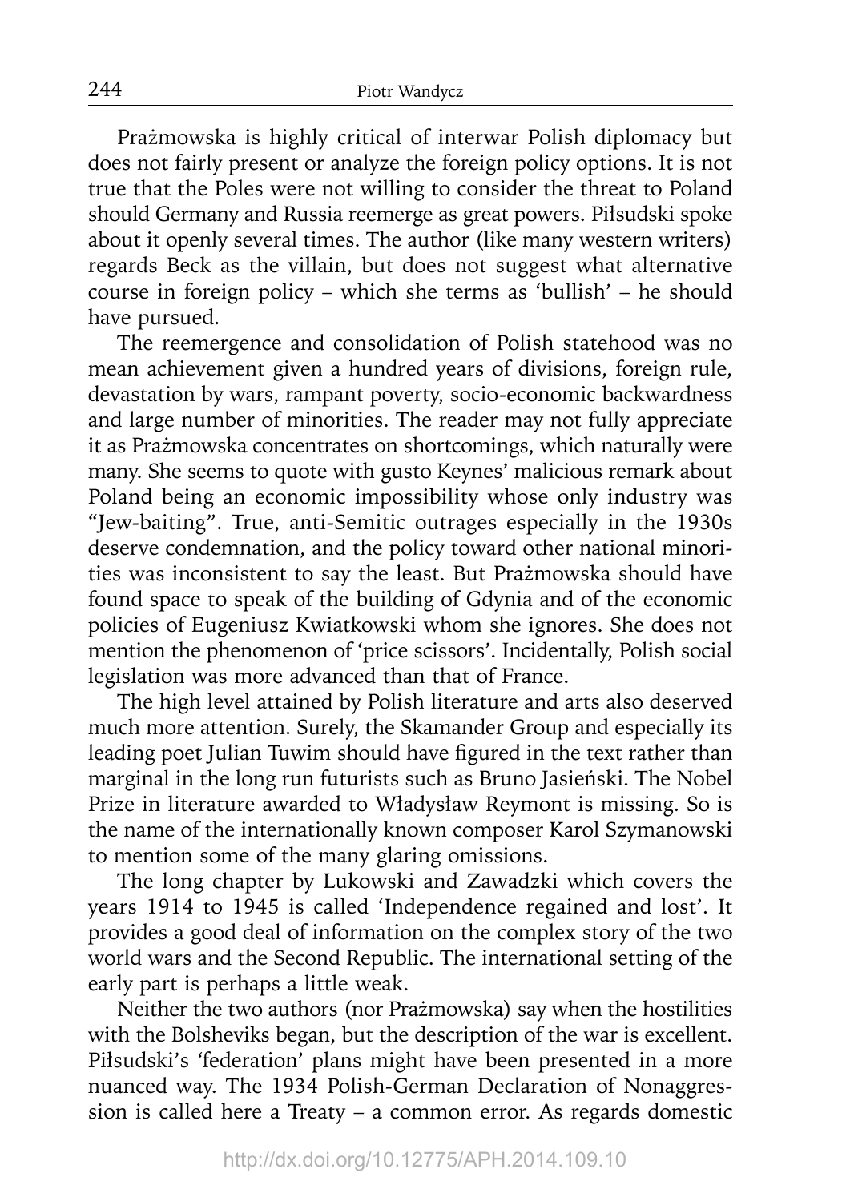Prażmowska is highly critical of interwar Polish diplomacy but does not fairly present or analyze the foreign policy options. It is not true that the Poles were not willing to consider the threat to Poland should Germany and Russia reemerge as great powers. Piłsudski spoke about it openly several times. The author (like many western writers) regards Beck as the villain, but does not suggest what alternative course in foreign policy – which she terms as 'bullish' – he should have pursued.

The reemergence and consolidation of Polish statehood was no mean achievement given a hundred years of divisions, foreign rule, devastation by wars, rampant poverty, socio-economic backwardness and large number of minorities. The reader may not fully appreciate it as Prażmowska concentrates on shortcomings, which naturally were many. She seems to quote with gusto Keynes' malicious remark about Poland being an economic impossibility whose only industry was "Jew-baiting". True, anti-Semitic outrages especially in the 1930s deserve condemnation, and the policy toward other national minorities was inconsistent to say the least. But Prażmowska should have found space to speak of the building of Gdynia and of the economic policies of Eugeniusz Kwiatkowski whom she ignores. She does not mention the phenomenon of 'price scissors'. Incidentally, Polish social legislation was more advanced than that of France.

The high level attained by Polish literature and arts also deserved much more attention. Surely, the Skamander Group and especially its leading poet Julian Tuwim should have figured in the text rather than marginal in the long run futurists such as Bruno Jasieński. The Nobel Prize in literature awarded to Władysław Reymont is missing. So is the name of the internationally known composer Karol Szymanowski to mention some of the many glaring omissions.

The long chapter by Lukowski and Zawadzki which covers the years 1914 to 1945 is called 'Independence regained and lost'. It provides a good deal of information on the complex story of the two world wars and the Second Republic. The international setting of the early part is perhaps a little weak.

Neither the two authors (nor Prażmowska) say when the hostilities with the Bolsheviks began, but the description of the war is excellent. Piłsudski's 'federation' plans might have been presented in a more nuanced way. The 1934 Polish-German Declaration of Nonaggression is called here a Treaty – a common error. As regards domestic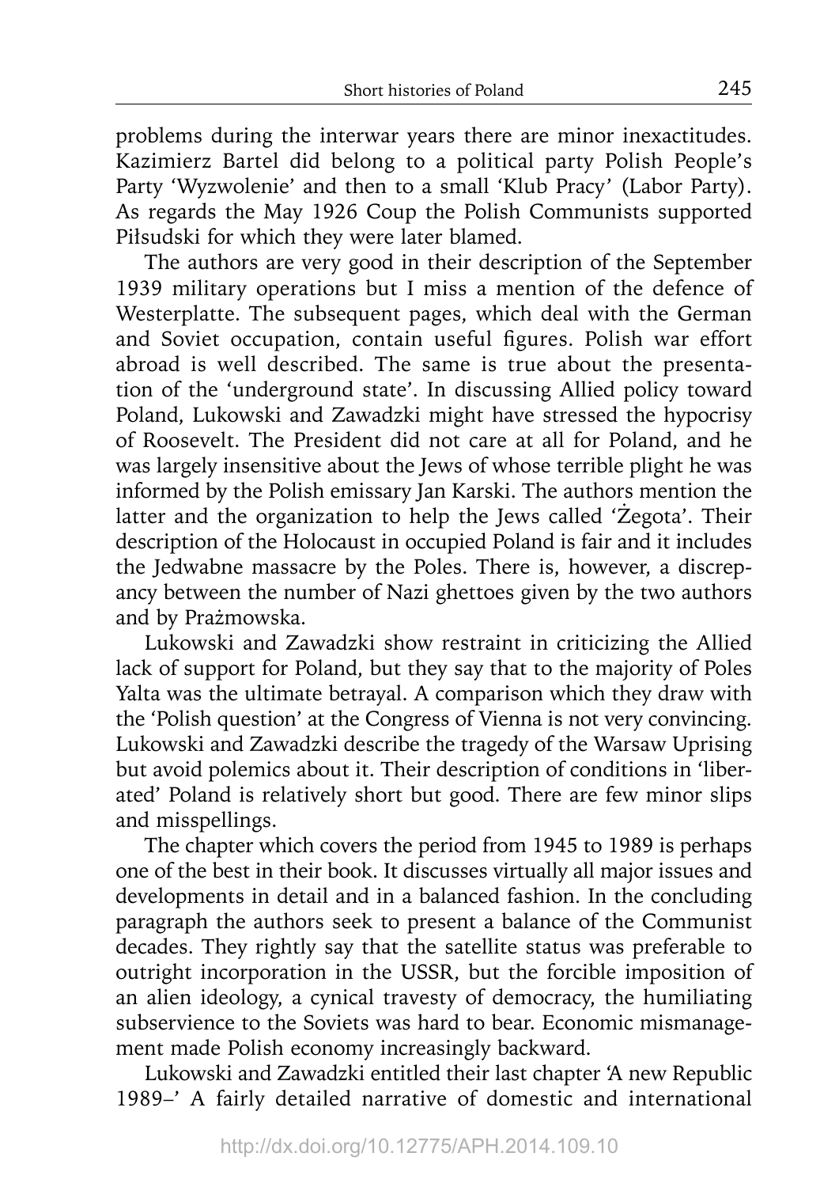problems during the interwar years there are minor inexactitudes. Kazimierz Bartel did belong to a political party Polish People's Party 'Wyzwolenie' and then to a small 'Klub Pracy' (Labor Party). As regards the May 1926 Coup the Polish Communists supported Piłsudski for which they were later blamed.

The authors are very good in their description of the September 1939 military operations but I miss a mention of the defence of Westerplatte. The subsequent pages, which deal with the German and Soviet occupation, contain useful figures. Polish war effort abroad is well described. The same is true about the presentation of the 'underground state'. In discussing Allied policy toward Poland, Lukowski and Zawadzki might have stressed the hypocrisy of Roosevelt. The President did not care at all for Poland, and he was largely insensitive about the Jews of whose terrible plight he was informed by the Polish emissary Jan Karski. The authors mention the latter and the organization to help the Jews called 'Żegota'. Their description of the Holocaust in occupied Poland is fair and it includes the Jedwabne massacre by the Poles. There is, however, a discrepancy between the number of Nazi ghettoes given by the two authors and by Prażmowska.

Lukowski and Zawadzki show restraint in criticizing the Allied lack of support for Poland, but they say that to the majority of Poles Yalta was the ultimate betrayal. A comparison which they draw with the 'Polish question' at the Congress of Vienna is not very convincing. Lukowski and Zawadzki describe the tragedy of the Warsaw Uprising but avoid polemics about it. Their description of conditions in 'liberated' Poland is relatively short but good. There are few minor slips and misspellings.

The chapter which covers the period from 1945 to 1989 is perhaps one of the best in their book. It discusses virtually all major issues and developments in detail and in a balanced fashion. In the concluding paragraph the authors seek to present a balance of the Communist decades. They rightly say that the satellite status was preferable to outright incorporation in the USSR, but the forcible imposition of an alien ideology, a cynical travesty of democracy, the humiliating subservience to the Soviets was hard to bear. Economic mismanagement made Polish economy increasingly backward.

Lukowski and Zawadzki entitled their last chapter 'A new Republic 1989–' A fairly detailed narrative of domestic and international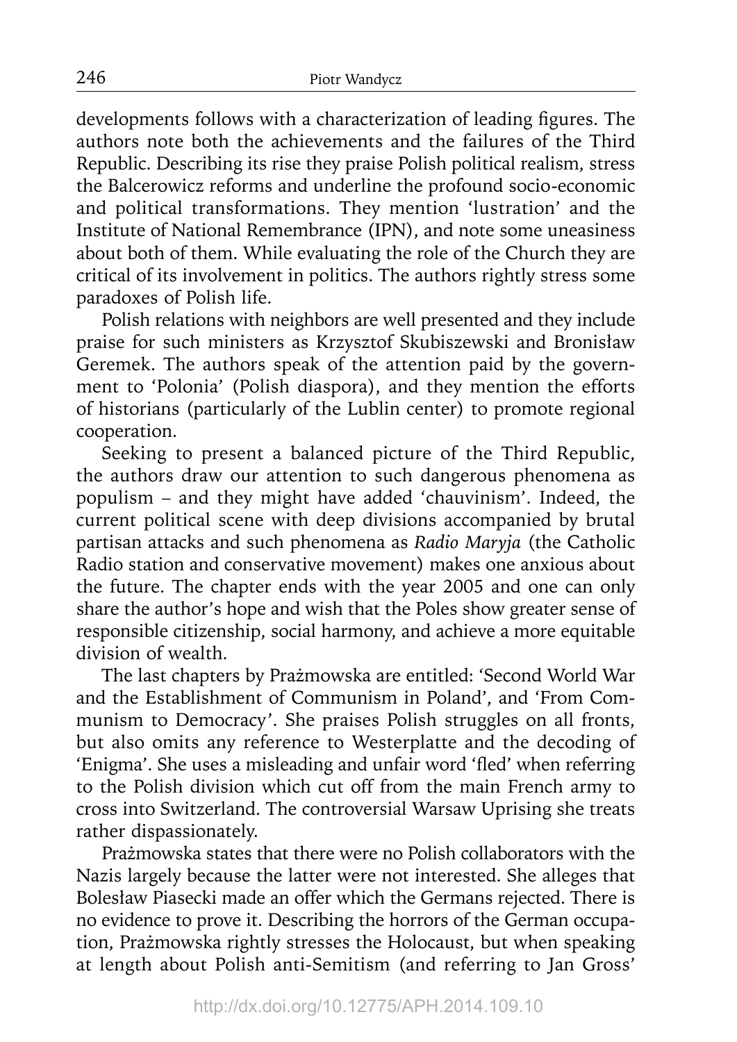developments follows with a characterization of leading figures. The authors note both the achievements and the failures of the Third Republic. Describing its rise they praise Polish political realism, stress the Balcerowicz reforms and underline the profound socio-economic and political transformations. They mention 'lustration' and the Institute of National Remembrance (IPN), and note some uneasiness about both of them. While evaluating the role of the Church they are critical of its involvement in politics. The authors rightly stress some paradoxes of Polish life.

Polish relations with neighbors are well presented and they include praise for such ministers as Krzysztof Skubiszewski and Bronisław Geremek. The authors speak of the attention paid by the government to 'Polonia' (Polish diaspora), and they mention the efforts of historians (particularly of the Lublin center) to promote regional cooperation.

Seeking to present a balanced picture of the Third Republic, the authors draw our attention to such dangerous phenomena as populism – and they might have added 'chauvinism'. Indeed, the current political scene with deep divisions accompanied by brutal partisan attacks and such phenomena as *Radio Maryja* (the Catholic Radio station and conservative movement) makes one anxious about the future. The chapter ends with the year 2005 and one can only share the author's hope and wish that the Poles show greater sense of responsible citizenship, social harmony, and achieve a more equitable division of wealth.

The last chapters by Prażmowska are entitled: 'Second World War and the Establishment of Communism in Poland', and 'From Communism to Democracy'. She praises Polish struggles on all fronts, but also omits any reference to Westerplatte and the decoding of 'Enigma'. She uses a misleading and unfair word 'fled' when referring to the Polish division which cut off from the main French army to cross into Switzerland. The controversial Warsaw Uprising she treats rather dispassionately.

Prażmowska states that there were no Polish collaborators with the Nazis largely because the latter were not interested. She alleges that Bolesław Piasecki made an offer which the Germans rejected. There is no evidence to prove it. Describing the horrors of the German occupation, Prażmowska rightly stresses the Holocaust, but when speaking at length about Polish anti-Semitism (and referring to Jan Gross'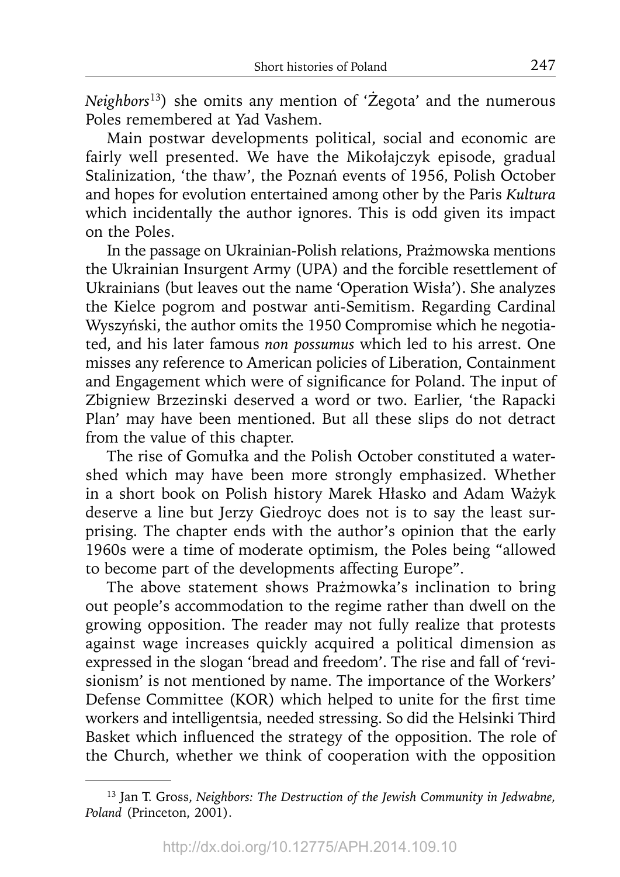*Neighbors*[13]) she omits any mention of 'Żegota' and the numerous Poles remembered at Yad Vashem.

Main postwar developments political, social and economic are fairly well presented. We have the Mikołajczyk episode, gradual Stalinization, 'the thaw', the Poznań events of 1956, Polish October and hopes for evolution entertained among other by the Paris *Kultura* which incidentally the author ignores. This is odd given its impact on the Poles.

In the passage on Ukrainian-Polish relations, Prażmowska mentions the Ukrainian Insurgent Army (UPA) and the forcible resettlement of Ukrainians (but leaves out the name 'Operation Wisła'). She analyzes the Kielce pogrom and postwar anti-Semitism. Regarding Cardinal Wyszyński, the author omits the 1950 Compromise which he negotiated, and his later famous *non possumus* which led to his arrest. One misses any reference to American policies of Liberation, Containment and Engagement which were of significance for Poland. The input of Zbigniew Brzezinski deserved a word or two. Earlier, 'the Rapacki Plan' may have been mentioned. But all these slips do not detract from the value of this chapter.

The rise of Gomułka and the Polish October constituted a watershed which may have been more strongly emphasized. Whether in a short book on Polish history Marek Hłasko and Adam Ważyk deserve a line but Jerzy Giedroyc does not is to say the least surprising. The chapter ends with the author's opinion that the early 1960s were a time of moderate optimism, the Poles being "allowed to become part of the developments affecting Europe".

The above statement shows Prażmowka's inclination to bring out people's accommodation to the regime rather than dwell on the growing opposition. The reader may not fully realize that protests against wage increases quickly acquired a political dimension as expressed in the slogan 'bread and freedom'. The rise and fall of 'revisionism' is not mentioned by name. The importance of the Workers' Defense Committee (KOR) which helped to unite for the first time workers and intelligentsia, needed stressing. So did the Helsinki Third Basket which influenced the strategy of the opposition. The role of the Church, whether we think of cooperation with the opposition

---

[13] Jan T. Gross, *Neighbors: The Destruction of the Jewish Community in Jedwabne, Poland* (Princeton, 2001).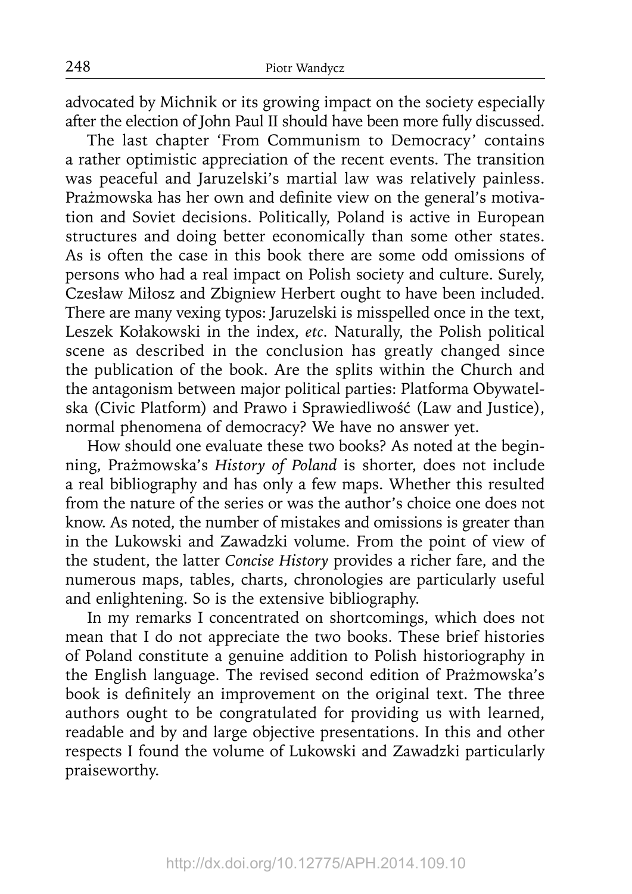advocated by Michnik or its growing impact on the society especially after the election of John Paul II should have been more fully discussed.

The last chapter 'From Communism to Democracy' contains a rather optimistic appreciation of the recent events. The transition was peaceful and Jaruzelski's martial law was relatively painless. Prażmowska has her own and definite view on the general's motivation and Soviet decisions. Politically, Poland is active in European structures and doing better economically than some other states. As is often the case in this book there are some odd omissions of persons who had a real impact on Polish society and culture. Surely, Czesław Miłosz and Zbigniew Herbert ought to have been included. There are many vexing typos: Jaruzelski is misspelled once in the text, Leszek Kołakowski in the index, *etc*. Naturally, the Polish political scene as described in the conclusion has greatly changed since the publication of the book. Are the splits within the Church and the antagonism between major political parties: Platforma Obywatelska (Civic Platform) and Prawo i Sprawiedliwość (Law and Justice), normal phenomena of democracy? We have no answer yet.

How should one evaluate these two books? As noted at the beginning, Prażmowska's *History of Poland* is shorter, does not include a real bibliography and has only a few maps. Whether this resulted from the nature of the series or was the author's choice one does not know. As noted, the number of mistakes and omissions is greater than in the Lukowski and Zawadzki volume. From the point of view of the student, the latter *Concise History* provides a richer fare, and the numerous maps, tables, charts, chronologies are particularly useful and enlightening. So is the extensive bibliography.

In my remarks I concentrated on shortcomings, which does not mean that I do not appreciate the two books. These brief histories of Poland constitute a genuine addition to Polish historiography in the English language. The revised second edition of Prażmowska's book is definitely an improvement on the original text. The three authors ought to be congratulated for providing us with learned, readable and by and large objective presentations. In this and other respects I found the volume of Lukowski and Zawadzki particularly praiseworthy.